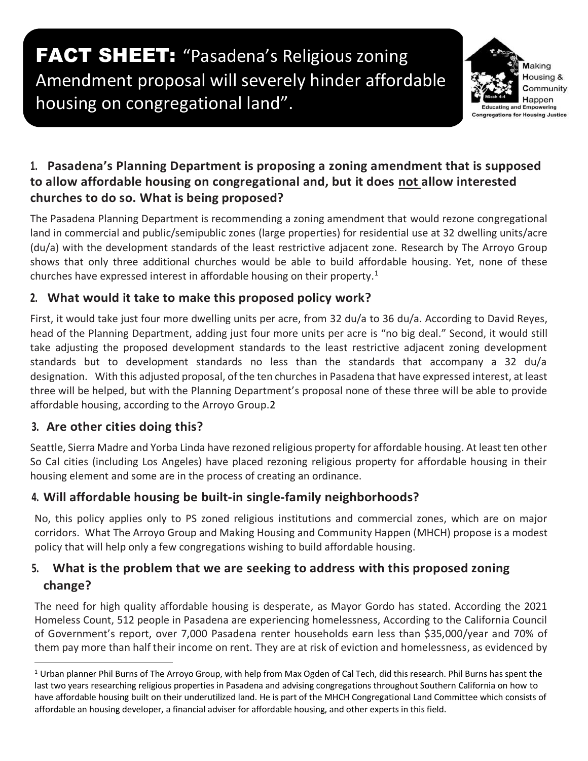# FACT SHEET: "Pasadena's Religious zoning Amendment proposal will severely hinder affordable housing on congregational land".

Making Housing & Community Happen
Micah 4:4
Educating and Empowering Congregations for Housing Justice

## 1. Pasadena's Planning Department is proposing a zoning amendment that is supposed to allow affordable housing on congregational and, but it does not allow interested churches to do so. What is being proposed?

The Pasadena Planning Department is recommending a zoning amendment that would rezone congregational land in commercial and public/semipublic zones (large properties) for residential use at 32 dwelling units/acre (du/a) with the development standards of the least restrictive adjacent zone. Research by The Arroyo Group shows that only three additional churches would be able to build affordable housing. Yet, none of these churches have expressed interest in affordable housing on their property.[1]

## 2. What would it take to make this proposed policy work?

First, it would take just four more dwelling units per acre, from 32 du/a to 36 du/a. According to David Reyes, head of the Planning Department, adding just four more units per acre is "no big deal." Second, it would still take adjusting the proposed development standards to the least restrictive adjacent zoning development standards but to development standards no less than the standards that accompany a 32 du/a designation. With this adjusted proposal, of the ten churches in Pasadena that have expressed interest, at least three will be helped, but with the Planning Department's proposal none of these three will be able to provide affordable housing, according to the Arroyo Group.2

## 3. Are other cities doing this?

Seattle, Sierra Madre and Yorba Linda have rezoned religious property for affordable housing. At least ten other So Cal cities (including Los Angeles) have placed rezoning religious property for affordable housing in their housing element and some are in the process of creating an ordinance.

## 4. Will affordable housing be built-in single-family neighborhoods?

No, this policy applies only to PS zoned religious institutions and commercial zones, which are on major corridors. What The Arroyo Group and Making Housing and Community Happen (MHCH) propose is a modest policy that will help only a few congregations wishing to build affordable housing.

## 5. What is the problem that we are seeking to address with this proposed zoning change?

The need for high quality affordable housing is desperate, as Mayor Gordo has stated. According the 2021 Homeless Count, 512 people in Pasadena are experiencing homelessness, According to the California Council of Government's report, over 7,000 Pasadena renter households earn less than $35,000/year and 70% of them pay more than half their income on rent. They are at risk of eviction and homelessness, as evidenced by

---

[1] Urban planner Phil Burns of The Arroyo Group, with help from Max Ogden of Cal Tech, did this research. Phil Burns has spent the last two years researching religious properties in Pasadena and advising congregations throughout Southern California on how to have affordable housing built on their underutilized land. He is part of the MHCH Congregational Land Committee which consists of affordable an housing developer, a financial adviser for affordable housing, and other experts in this field.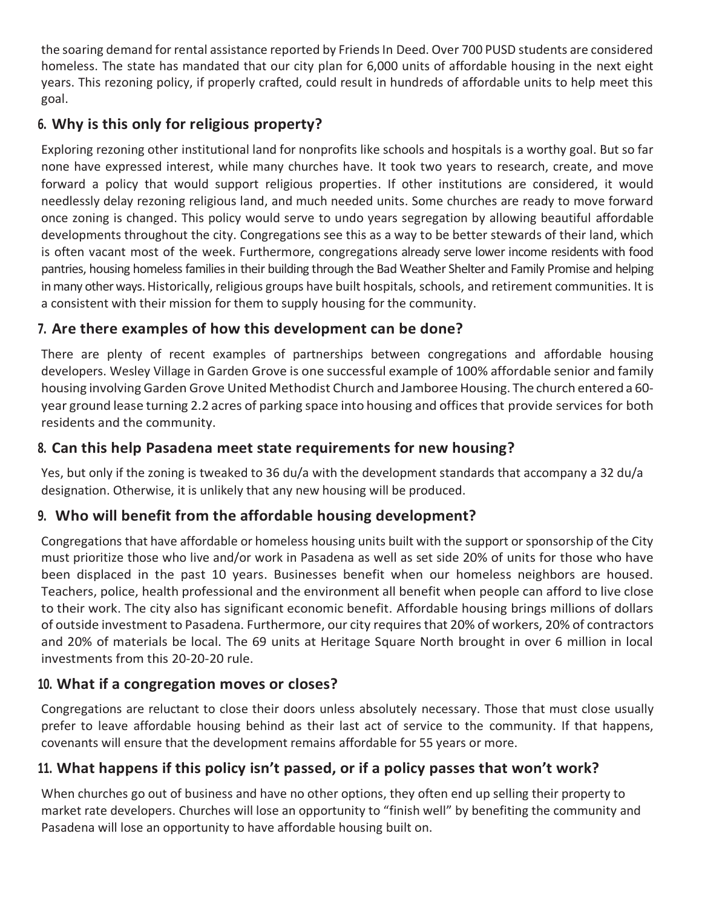the soaring demand for rental assistance reported by Friends In Deed. Over 700 PUSD students are considered homeless. The state has mandated that our city plan for 6,000 units of affordable housing in the next eight years. This rezoning policy, if properly crafted, could result in hundreds of affordable units to help meet this goal.

## 6. Why is this only for religious property?

Exploring rezoning other institutional land for nonprofits like schools and hospitals is a worthy goal. But so far none have expressed interest, while many churches have. It took two years to research, create, and move forward a policy that would support religious properties. If other institutions are considered, it would needlessly delay rezoning religious land, and much needed units. Some churches are ready to move forward once zoning is changed. This policy would serve to undo years segregation by allowing beautiful affordable developments throughout the city. Congregations see this as a way to be better stewards of their land, which is often vacant most of the week. Furthermore, congregations already serve lower income residents with food pantries, housing homeless families in their building through the Bad Weather Shelter and Family Promise and helping in many other ways. Historically, religious groups have built hospitals, schools, and retirement communities. It is a consistent with their mission for them to supply housing for the community.

## 7. Are there examples of how this development can be done?

There are plenty of recent examples of partnerships between congregations and affordable housing developers. Wesley Village in Garden Grove is one successful example of 100% affordable senior and family housing involving Garden Grove United Methodist Church and Jamboree Housing. The church entered a 60-year ground lease turning 2.2 acres of parking space into housing and offices that provide services for both residents and the community.

## 8. Can this help Pasadena meet state requirements for new housing?

Yes, but only if the zoning is tweaked to 36 du/a with the development standards that accompany a 32 du/a designation. Otherwise, it is unlikely that any new housing will be produced.

## 9. Who will benefit from the affordable housing development?

Congregations that have affordable or homeless housing units built with the support or sponsorship of the City must prioritize those who live and/or work in Pasadena as well as set side 20% of units for those who have been displaced in the past 10 years. Businesses benefit when our homeless neighbors are housed. Teachers, police, health professional and the environment all benefit when people can afford to live close to their work. The city also has significant economic benefit. Affordable housing brings millions of dollars of outside investment to Pasadena. Furthermore, our city requires that 20% of workers, 20% of contractors and 20% of materials be local. The 69 units at Heritage Square North brought in over 6 million in local investments from this 20-20-20 rule.

## 10. What if a congregation moves or closes?

Congregations are reluctant to close their doors unless absolutely necessary. Those that must close usually prefer to leave affordable housing behind as their last act of service to the community. If that happens, covenants will ensure that the development remains affordable for 55 years or more.

## 11. What happens if this policy isn't passed, or if a policy passes that won't work?

When churches go out of business and have no other options, they often end up selling their property to market rate developers. Churches will lose an opportunity to "finish well" by benefiting the community and Pasadena will lose an opportunity to have affordable housing built on.